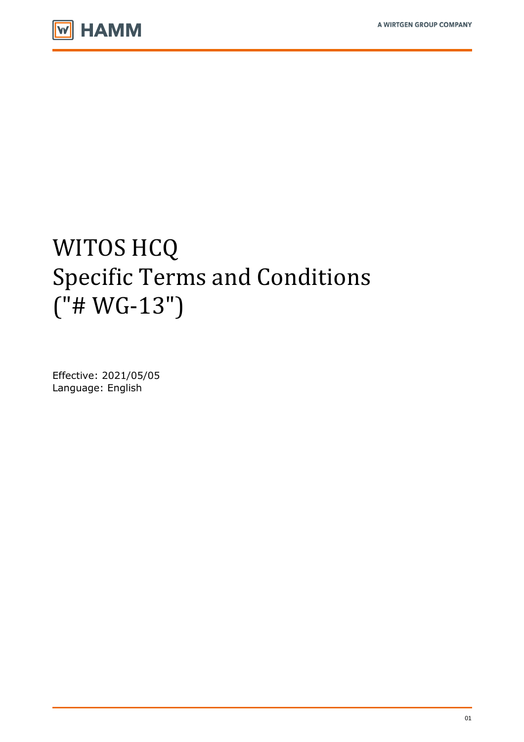# WITOS HCQ
# Specific Terms and Conditions
# ("# WG-13")

Effective: 2021/05/05
Language: English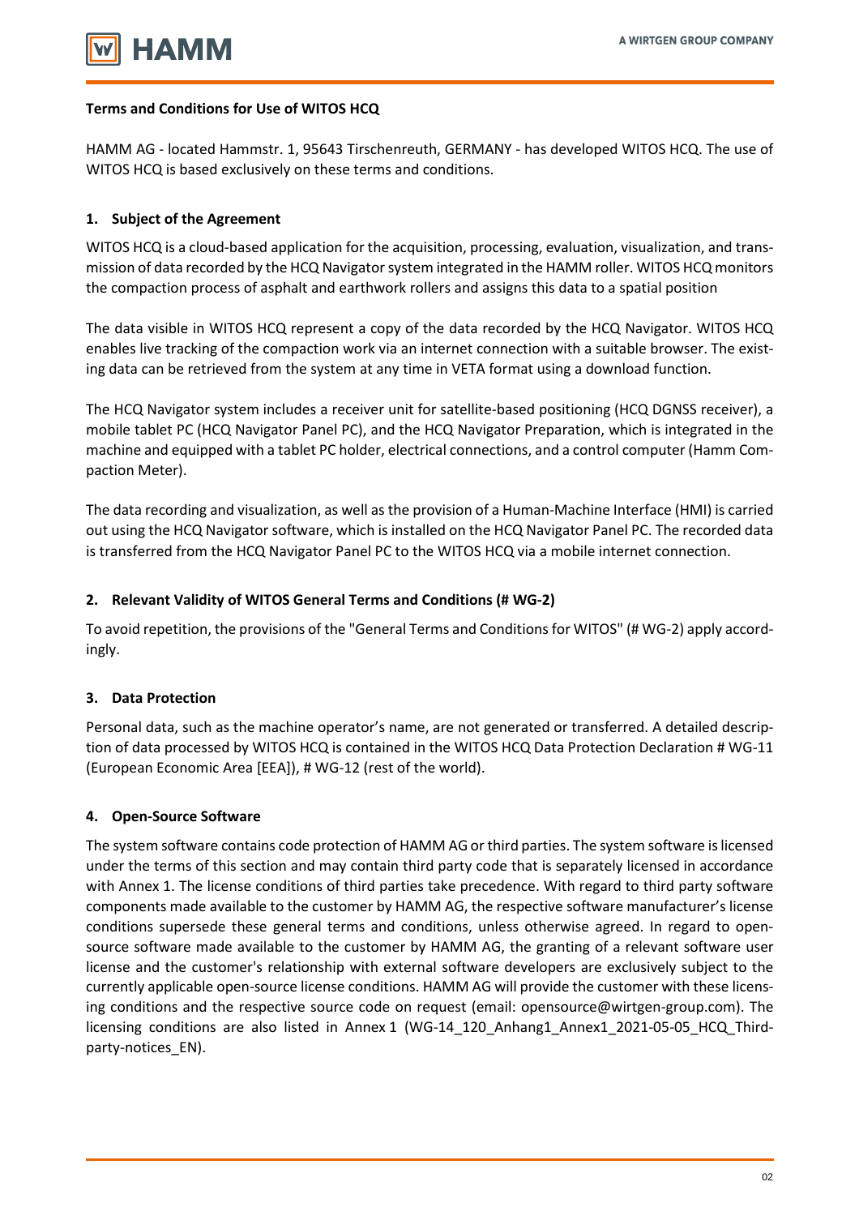## Terms and Conditions for Use of WITOS HCQ

HAMM AG - located Hammstr. 1, 95643 Tirschenreuth, GERMANY - has developed WITOS HCQ. The use of WITOS HCQ is based exclusively on these terms and conditions.

### 1. Subject of the Agreement

WITOS HCQ is a cloud-based application for the acquisition, processing, evaluation, visualization, and transmission of data recorded by the HCQ Navigator system integrated in the HAMM roller. WITOS HCQ monitors the compaction process of asphalt and earthwork rollers and assigns this data to a spatial position

The data visible in WITOS HCQ represent a copy of the data recorded by the HCQ Navigator. WITOS HCQ enables live tracking of the compaction work via an internet connection with a suitable browser. The existing data can be retrieved from the system at any time in VETA format using a download function.

The HCQ Navigator system includes a receiver unit for satellite-based positioning (HCQ DGNSS receiver), a mobile tablet PC (HCQ Navigator Panel PC), and the HCQ Navigator Preparation, which is integrated in the machine and equipped with a tablet PC holder, electrical connections, and a control computer (Hamm Compaction Meter).

The data recording and visualization, as well as the provision of a Human-Machine Interface (HMI) is carried out using the HCQ Navigator software, which is installed on the HCQ Navigator Panel PC. The recorded data is transferred from the HCQ Navigator Panel PC to the WITOS HCQ via a mobile internet connection.

### 2. Relevant Validity of WITOS General Terms and Conditions (# WG-2)

To avoid repetition, the provisions of the "General Terms and Conditions for WITOS" (# WG-2) apply accordingly.

### 3. Data Protection

Personal data, such as the machine operator's name, are not generated or transferred. A detailed description of data processed by WITOS HCQ is contained in the WITOS HCQ Data Protection Declaration # WG-11 (European Economic Area [EEA]), # WG-12 (rest of the world).

### 4. Open-Source Software

The system software contains code protection of HAMM AG or third parties. The system software is licensed under the terms of this section and may contain third party code that is separately licensed in accordance with Annex 1. The license conditions of third parties take precedence. With regard to third party software components made available to the customer by HAMM AG, the respective software manufacturer's license conditions supersede these general terms and conditions, unless otherwise agreed. In regard to open-source software made available to the customer by HAMM AG, the granting of a relevant software user license and the customer's relationship with external software developers are exclusively subject to the currently applicable open-source license conditions. HAMM AG will provide the customer with these licensing conditions and the respective source code on request (email: opensource@wirtgen-group.com). The licensing conditions are also listed in Annex 1 (WG-14_120_Anhang1_Annex1_2021-05-05_HCQ_Third-party-notices_EN).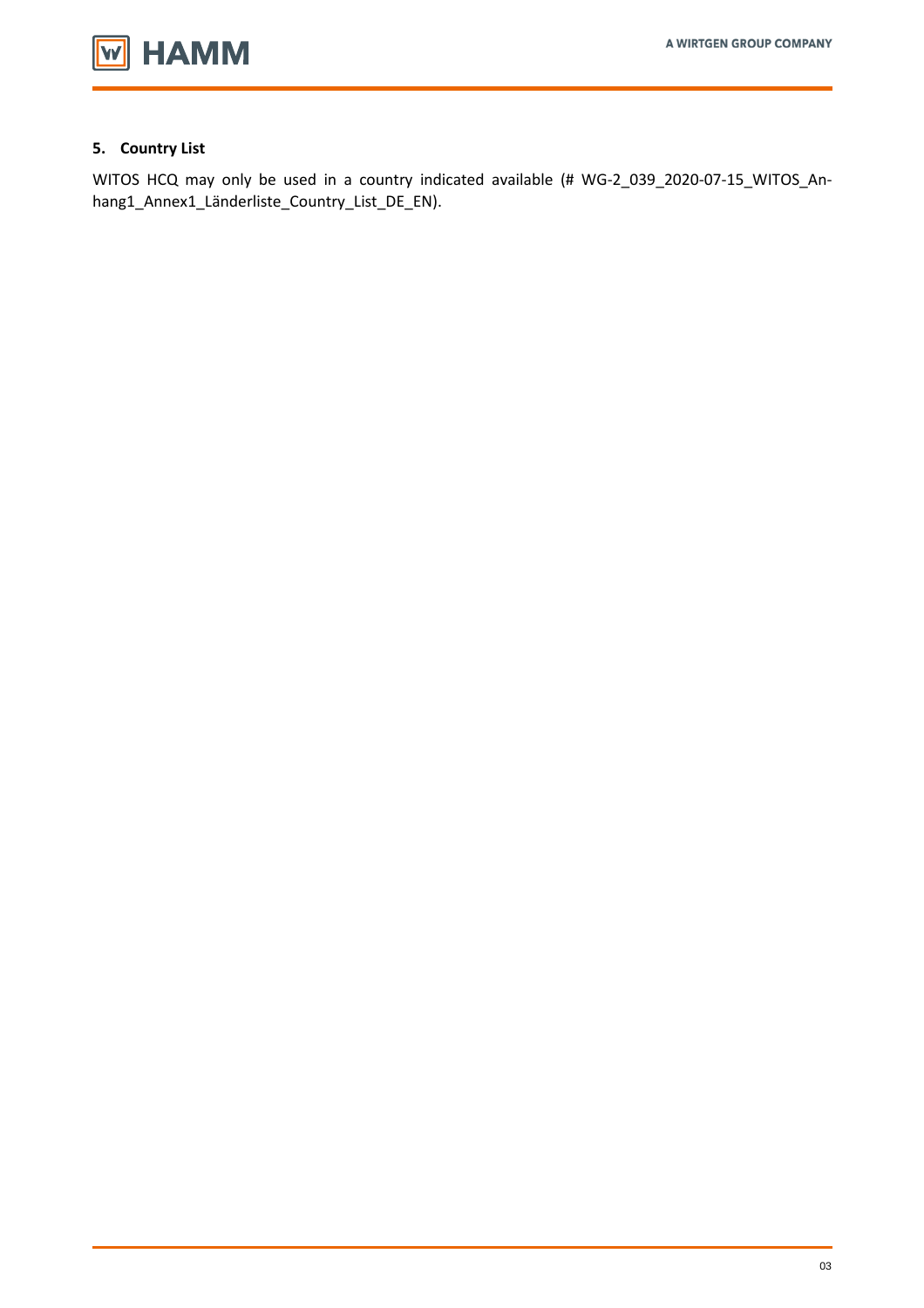## 5. Country List

WITOS HCQ may only be used in a country indicated available (# WG-2_039_2020-07-15_WITOS_Anhang1_Annex1_Länderliste_Country_List_DE_EN).